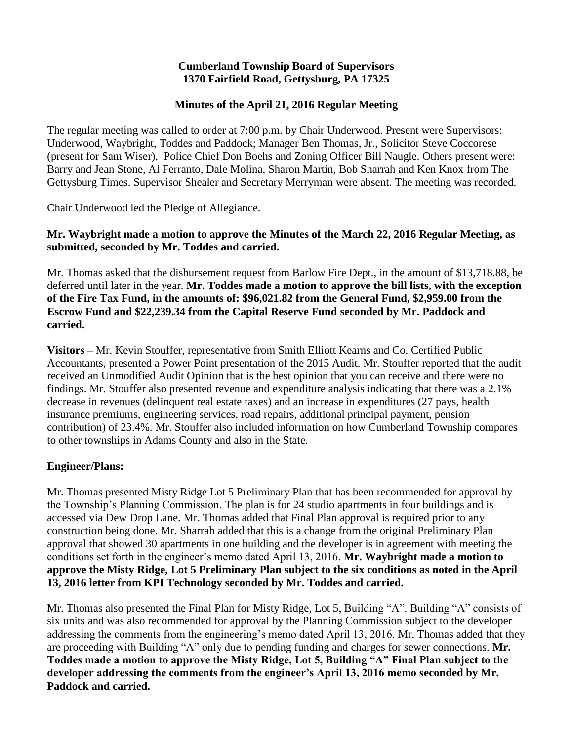**Cumberland Township Board of Supervisors**
**1370 Fairfield Road, Gettysburg, PA 17325**

**Minutes of the April 21, 2016 Regular Meeting**

The regular meeting was called to order at 7:00 p.m. by Chair Underwood. Present were Supervisors: Underwood, Waybright, Toddes and Paddock; Manager Ben Thomas, Jr., Solicitor Steve Coccorese (present for Sam Wiser), Police Chief Don Boehs and Zoning Officer Bill Naugle. Others present were: Barry and Jean Stone, Al Ferranto, Dale Molina, Sharon Martin, Bob Sharrah and Ken Knox from The Gettysburg Times. Supervisor Shealer and Secretary Merryman were absent. The meeting was recorded.

Chair Underwood led the Pledge of Allegiance.

**Mr. Waybright made a motion to approve the Minutes of the March 22, 2016 Regular Meeting, as submitted, seconded by Mr. Toddes and carried.**

Mr. Thomas asked that the disbursement request from Barlow Fire Dept., in the amount of $13,718.88, be deferred until later in the year. **Mr. Toddes made a motion to approve the bill lists, with the exception of the Fire Tax Fund, in the amounts of: $96,021.82 from the General Fund, $2,959.00 from the Escrow Fund and $22,239.34 from the Capital Reserve Fund seconded by Mr. Paddock and carried.**

**Visitors –** Mr. Kevin Stouffer, representative from Smith Elliott Kearns and Co. Certified Public Accountants, presented a Power Point presentation of the 2015 Audit. Mr. Stouffer reported that the audit received an Unmodified Audit Opinion that is the best opinion that you can receive and there were no findings. Mr. Stouffer also presented revenue and expenditure analysis indicating that there was a 2.1% decrease in revenues (delinquent real estate taxes) and an increase in expenditures (27 pays, health insurance premiums, engineering services, road repairs, additional principal payment, pension contribution) of 23.4%. Mr. Stouffer also included information on how Cumberland Township compares to other townships in Adams County and also in the State.

**Engineer/Plans:**

Mr. Thomas presented Misty Ridge Lot 5 Preliminary Plan that has been recommended for approval by the Township's Planning Commission. The plan is for 24 studio apartments in four buildings and is accessed via Dew Drop Lane. Mr. Thomas added that Final Plan approval is required prior to any construction being done. Mr. Sharrah added that this is a change from the original Preliminary Plan approval that showed 30 apartments in one building and the developer is in agreement with meeting the conditions set forth in the engineer's memo dated April 13, 2016. **Mr. Waybright made a motion to approve the Misty Ridge, Lot 5 Preliminary Plan subject to the six conditions as noted in the April 13, 2016 letter from KPI Technology seconded by Mr. Toddes and carried.**

Mr. Thomas also presented the Final Plan for Misty Ridge, Lot 5, Building "A". Building "A" consists of six units and was also recommended for approval by the Planning Commission subject to the developer addressing the comments from the engineering's memo dated April 13, 2016. Mr. Thomas added that they are proceeding with Building "A" only due to pending funding and charges for sewer connections. **Mr. Toddes made a motion to approve the Misty Ridge, Lot 5, Building "A" Final Plan subject to the developer addressing the comments from the engineer's April 13, 2016 memo seconded by Mr. Paddock and carried.**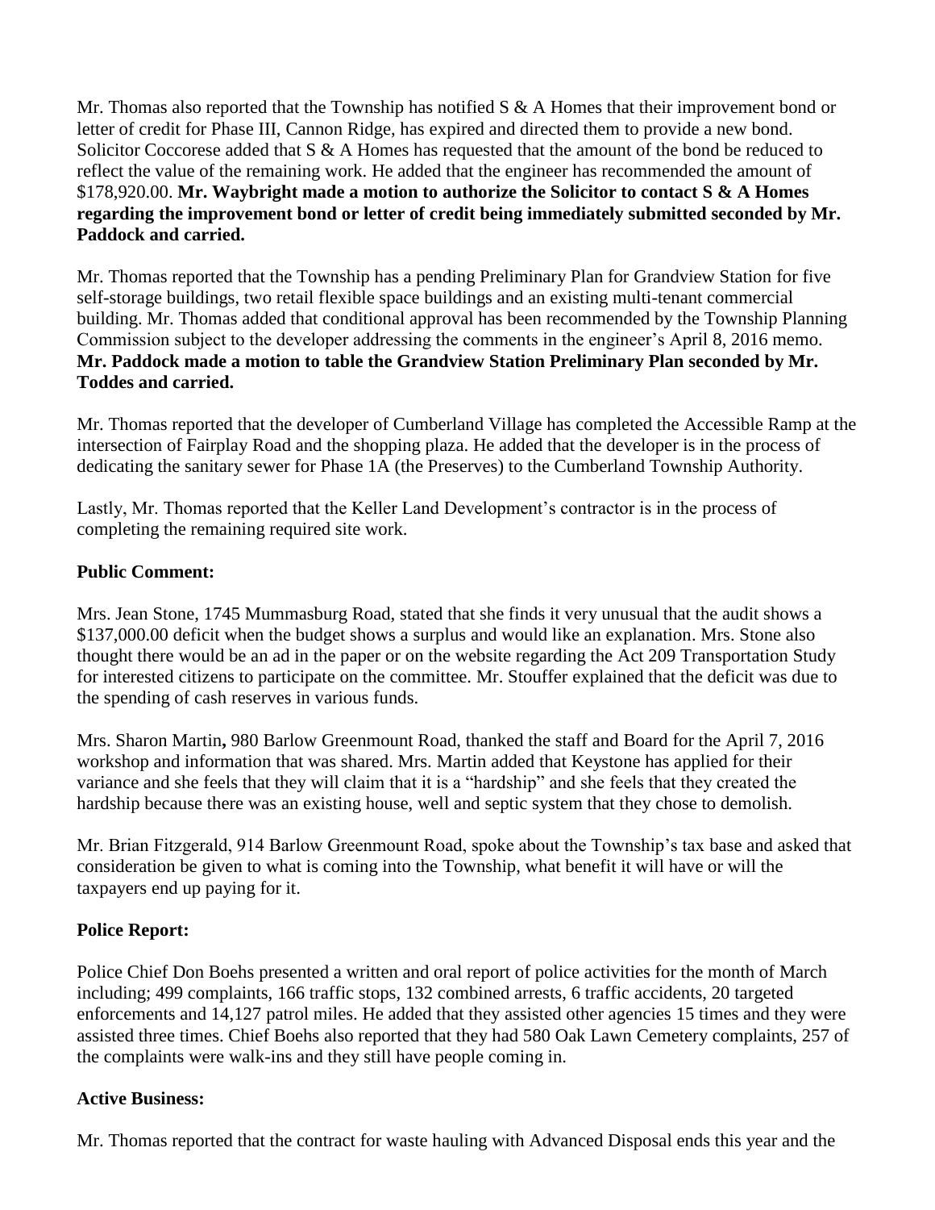Mr. Thomas also reported that the Township has notified S & A Homes that their improvement bond or letter of credit for Phase III, Cannon Ridge, has expired and directed them to provide a new bond. Solicitor Coccorese added that S & A Homes has requested that the amount of the bond be reduced to reflect the value of the remaining work. He added that the engineer has recommended the amount of $178,920.00. **Mr. Waybright made a motion to authorize the Solicitor to contact S & A Homes regarding the improvement bond or letter of credit being immediately submitted seconded by Mr. Paddock and carried.**

Mr. Thomas reported that the Township has a pending Preliminary Plan for Grandview Station for five self-storage buildings, two retail flexible space buildings and an existing multi-tenant commercial building. Mr. Thomas added that conditional approval has been recommended by the Township Planning Commission subject to the developer addressing the comments in the engineer's April 8, 2016 memo. **Mr. Paddock made a motion to table the Grandview Station Preliminary Plan seconded by Mr. Toddes and carried.**

Mr. Thomas reported that the developer of Cumberland Village has completed the Accessible Ramp at the intersection of Fairplay Road and the shopping plaza. He added that the developer is in the process of dedicating the sanitary sewer for Phase 1A (the Preserves) to the Cumberland Township Authority.

Lastly, Mr. Thomas reported that the Keller Land Development's contractor is in the process of completing the remaining required site work.

**Public Comment:**

Mrs. Jean Stone, 1745 Mummasburg Road, stated that she finds it very unusual that the audit shows a $137,000.00 deficit when the budget shows a surplus and would like an explanation. Mrs. Stone also thought there would be an ad in the paper or on the website regarding the Act 209 Transportation Study for interested citizens to participate on the committee. Mr. Stouffer explained that the deficit was due to the spending of cash reserves in various funds.

Mrs. Sharon Martin**,** 980 Barlow Greenmount Road, thanked the staff and Board for the April 7, 2016 workshop and information that was shared. Mrs. Martin added that Keystone has applied for their variance and she feels that they will claim that it is a "hardship" and she feels that they created the hardship because there was an existing house, well and septic system that they chose to demolish.

Mr. Brian Fitzgerald, 914 Barlow Greenmount Road, spoke about the Township's tax base and asked that consideration be given to what is coming into the Township, what benefit it will have or will the taxpayers end up paying for it.

**Police Report:**

Police Chief Don Boehs presented a written and oral report of police activities for the month of March including; 499 complaints, 166 traffic stops, 132 combined arrests, 6 traffic accidents, 20 targeted enforcements and 14,127 patrol miles. He added that they assisted other agencies 15 times and they were assisted three times. Chief Boehs also reported that they had 580 Oak Lawn Cemetery complaints, 257 of the complaints were walk-ins and they still have people coming in.

**Active Business:**

Mr. Thomas reported that the contract for waste hauling with Advanced Disposal ends this year and the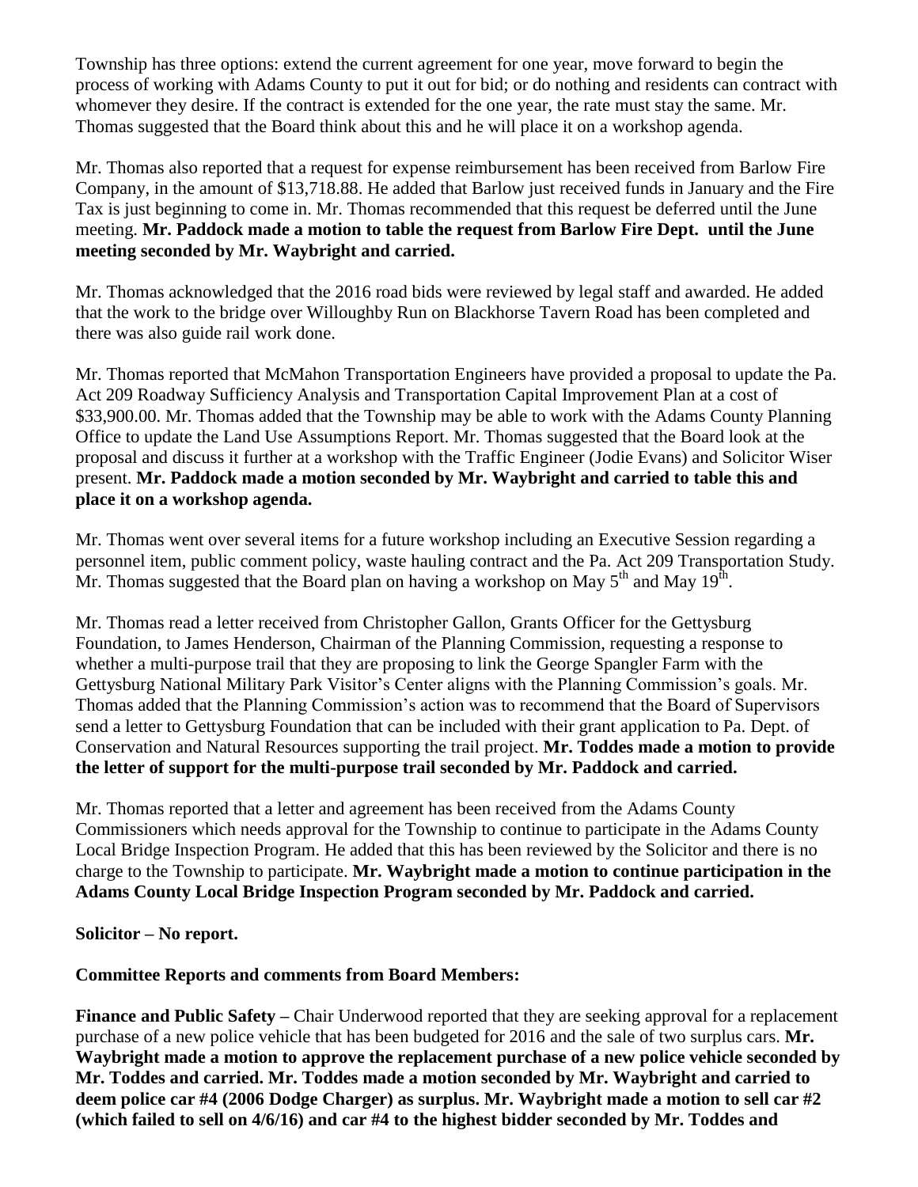Township has three options: extend the current agreement for one year, move forward to begin the process of working with Adams County to put it out for bid; or do nothing and residents can contract with whomever they desire. If the contract is extended for the one year, the rate must stay the same. Mr. Thomas suggested that the Board think about this and he will place it on a workshop agenda.

Mr. Thomas also reported that a request for expense reimbursement has been received from Barlow Fire Company, in the amount of $13,718.88. He added that Barlow just received funds in January and the Fire Tax is just beginning to come in. Mr. Thomas recommended that this request be deferred until the June meeting. **Mr. Paddock made a motion to table the request from Barlow Fire Dept. until the June meeting seconded by Mr. Waybright and carried.**

Mr. Thomas acknowledged that the 2016 road bids were reviewed by legal staff and awarded. He added that the work to the bridge over Willoughby Run on Blackhorse Tavern Road has been completed and there was also guide rail work done.

Mr. Thomas reported that McMahon Transportation Engineers have provided a proposal to update the Pa. Act 209 Roadway Sufficiency Analysis and Transportation Capital Improvement Plan at a cost of $33,900.00. Mr. Thomas added that the Township may be able to work with the Adams County Planning Office to update the Land Use Assumptions Report. Mr. Thomas suggested that the Board look at the proposal and discuss it further at a workshop with the Traffic Engineer (Jodie Evans) and Solicitor Wiser present. **Mr. Paddock made a motion seconded by Mr. Waybright and carried to table this and place it on a workshop agenda.**

Mr. Thomas went over several items for a future workshop including an Executive Session regarding a personnel item, public comment policy, waste hauling contract and the Pa. Act 209 Transportation Study. Mr. Thomas suggested that the Board plan on having a workshop on May 5th and May 19th.

Mr. Thomas read a letter received from Christopher Gallon, Grants Officer for the Gettysburg Foundation, to James Henderson, Chairman of the Planning Commission, requesting a response to whether a multi-purpose trail that they are proposing to link the George Spangler Farm with the Gettysburg National Military Park Visitor's Center aligns with the Planning Commission's goals. Mr. Thomas added that the Planning Commission's action was to recommend that the Board of Supervisors send a letter to Gettysburg Foundation that can be included with their grant application to Pa. Dept. of Conservation and Natural Resources supporting the trail project. **Mr. Toddes made a motion to provide the letter of support for the multi-purpose trail seconded by Mr. Paddock and carried.**

Mr. Thomas reported that a letter and agreement has been received from the Adams County Commissioners which needs approval for the Township to continue to participate in the Adams County Local Bridge Inspection Program. He added that this has been reviewed by the Solicitor and there is no charge to the Township to participate. **Mr. Waybright made a motion to continue participation in the Adams County Local Bridge Inspection Program seconded by Mr. Paddock and carried.**

**Solicitor – No report.**

**Committee Reports and comments from Board Members:**

**Finance and Public Safety –** Chair Underwood reported that they are seeking approval for a replacement purchase of a new police vehicle that has been budgeted for 2016 and the sale of two surplus cars. **Mr. Waybright made a motion to approve the replacement purchase of a new police vehicle seconded by Mr. Toddes and carried. Mr. Toddes made a motion seconded by Mr. Waybright and carried to deem police car #4 (2006 Dodge Charger) as surplus. Mr. Waybright made a motion to sell car #2 (which failed to sell on 4/6/16) and car #4 to the highest bidder seconded by Mr. Toddes and**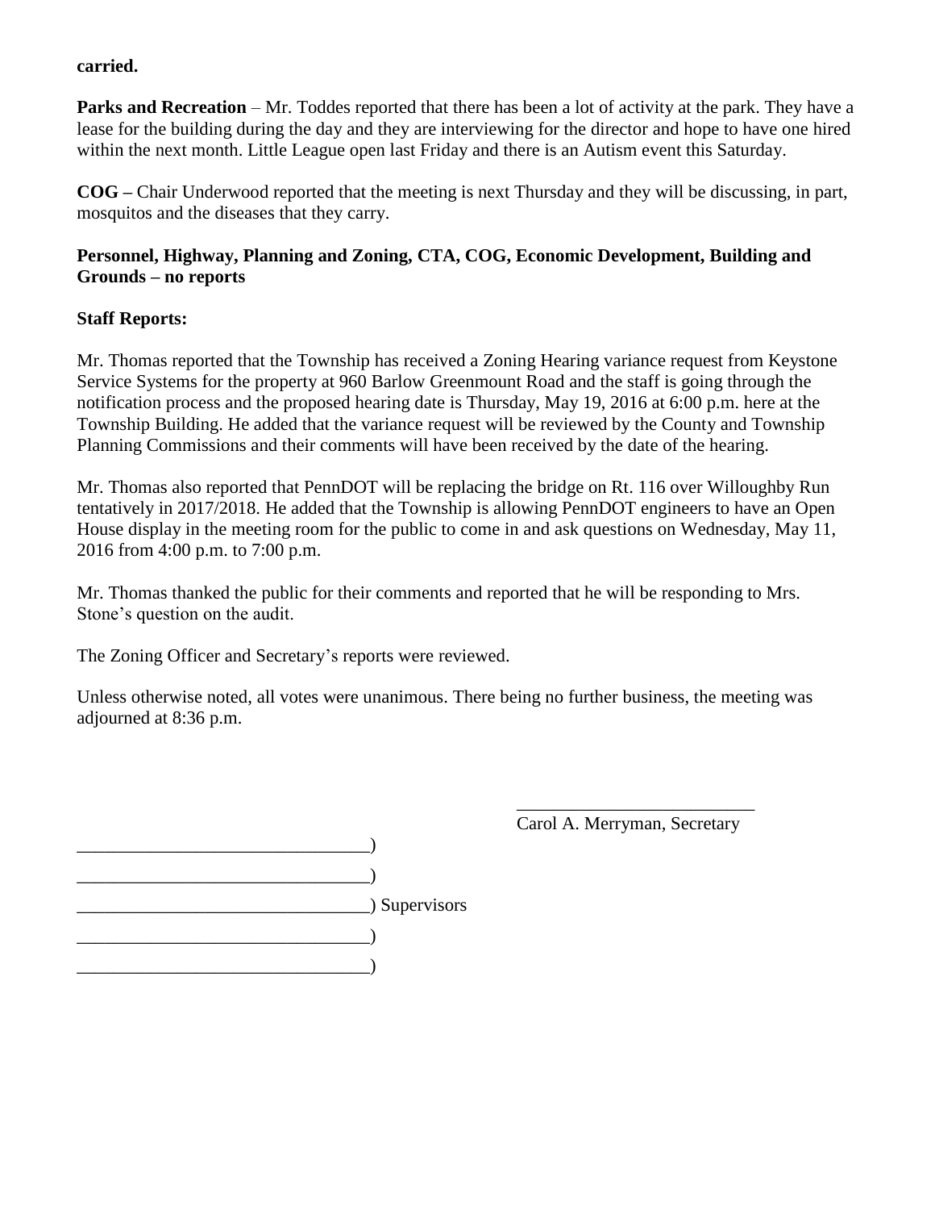**carried.**

**Parks and Recreation** – Mr. Toddes reported that there has been a lot of activity at the park. They have a lease for the building during the day and they are interviewing for the director and hope to have one hired within the next month. Little League open last Friday and there is an Autism event this Saturday.

**COG –** Chair Underwood reported that the meeting is next Thursday and they will be discussing, in part, mosquitos and the diseases that they carry.

**Personnel, Highway, Planning and Zoning, CTA, COG, Economic Development, Building and Grounds – no reports**

**Staff Reports:**

Mr. Thomas reported that the Township has received a Zoning Hearing variance request from Keystone Service Systems for the property at 960 Barlow Greenmount Road and the staff is going through the notification process and the proposed hearing date is Thursday, May 19, 2016 at 6:00 p.m. here at the Township Building. He added that the variance request will be reviewed by the County and Township Planning Commissions and their comments will have been received by the date of the hearing.

Mr. Thomas also reported that PennDOT will be replacing the bridge on Rt. 116 over Willoughby Run tentatively in 2017/2018. He added that the Township is allowing PennDOT engineers to have an Open House display in the meeting room for the public to come in and ask questions on Wednesday, May 11, 2016 from 4:00 p.m. to 7:00 p.m.

Mr. Thomas thanked the public for their comments and reported that he will be responding to Mrs. Stone's question on the audit.

The Zoning Officer and Secretary's reports were reviewed.

Unless otherwise noted, all votes were unanimous. There being no further business, the meeting was adjourned at 8:36 p.m.

_________________________
Carol A. Merryman, Secretary

________________________________)
________________________________)
________________________________) Supervisors
________________________________)
________________________________)